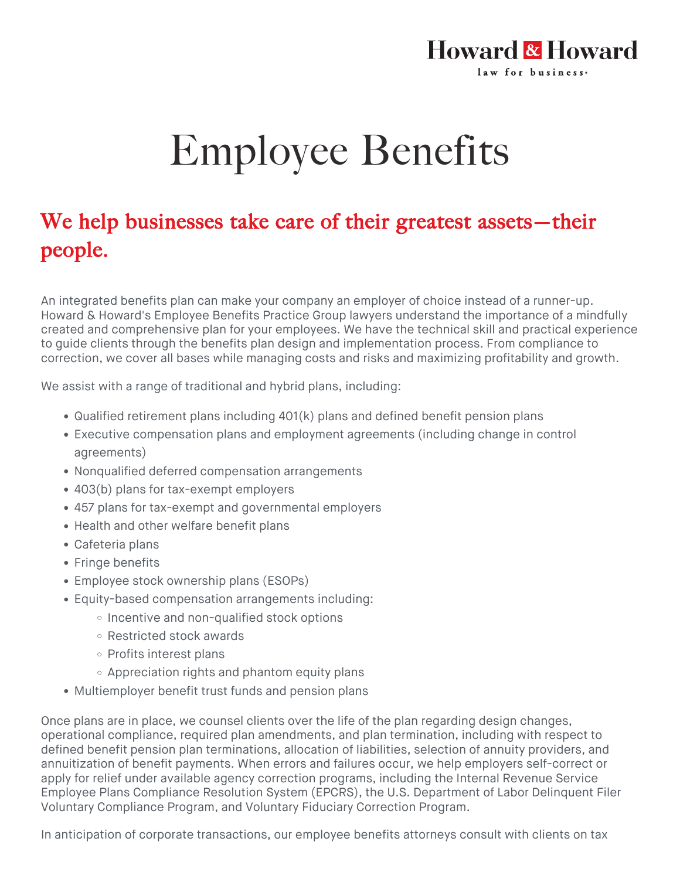Howard & Howard
law for business

# Employee Benefits

## We help businesses take care of their greatest assets—their people.

An integrated benefits plan can make your company an employer of choice instead of a runner-up. Howard & Howard's Employee Benefits Practice Group lawyers understand the importance of a mindfully created and comprehensive plan for your employees. We have the technical skill and practical experience to guide clients through the benefits plan design and implementation process. From compliance to correction, we cover all bases while managing costs and risks and maximizing profitability and growth.

We assist with a range of traditional and hybrid plans, including:

- Qualified retirement plans including 401(k) plans and defined benefit pension plans
- Executive compensation plans and employment agreements (including change in control agreements)
- Nonqualified deferred compensation arrangements
- 403(b) plans for tax-exempt employers
- 457 plans for tax-exempt and governmental employers
- Health and other welfare benefit plans
- Cafeteria plans
- Fringe benefits
- Employee stock ownership plans (ESOPs)
- Equity-based compensation arrangements including:
  - Incentive and non-qualified stock options
  - Restricted stock awards
  - Profits interest plans
  - Appreciation rights and phantom equity plans
- Multiemployer benefit trust funds and pension plans

Once plans are in place, we counsel clients over the life of the plan regarding design changes, operational compliance, required plan amendments, and plan termination, including with respect to defined benefit pension plan terminations, allocation of liabilities, selection of annuity providers, and annuitization of benefit payments. When errors and failures occur, we help employers self-correct or apply for relief under available agency correction programs, including the Internal Revenue Service Employee Plans Compliance Resolution System (EPCRS), the U.S. Department of Labor Delinquent Filer Voluntary Compliance Program, and Voluntary Fiduciary Correction Program.

In anticipation of corporate transactions, our employee benefits attorneys consult with clients on tax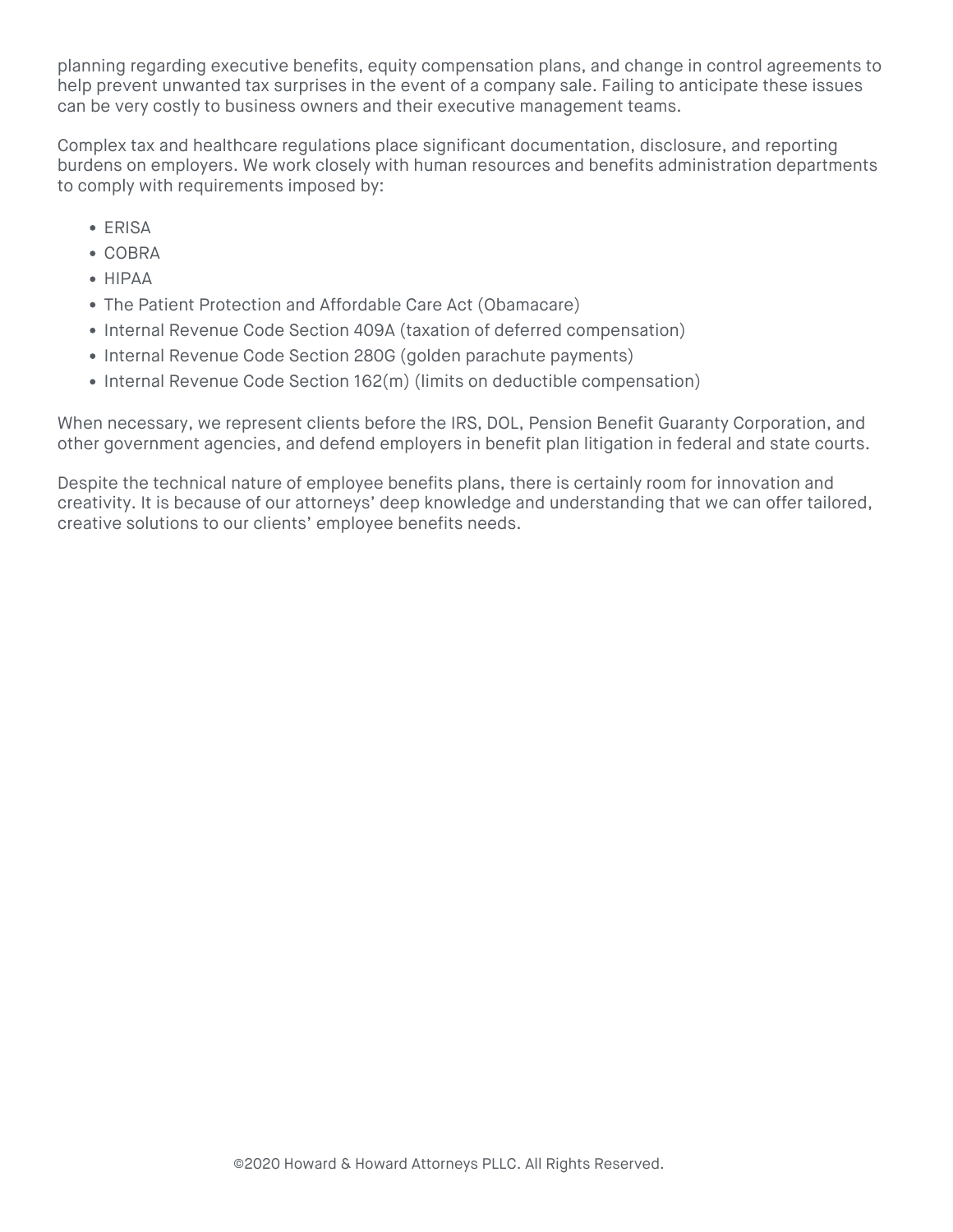planning regarding executive benefits, equity compensation plans, and change in control agreements to help prevent unwanted tax surprises in the event of a company sale. Failing to anticipate these issues can be very costly to business owners and their executive management teams.

Complex tax and healthcare regulations place significant documentation, disclosure, and reporting burdens on employers. We work closely with human resources and benefits administration departments to comply with requirements imposed by:

- ERISA
- COBRA
- HIPAA
- The Patient Protection and Affordable Care Act (Obamacare)
- Internal Revenue Code Section 409A (taxation of deferred compensation)
- Internal Revenue Code Section 280G (golden parachute payments)
- Internal Revenue Code Section 162(m) (limits on deductible compensation)

When necessary, we represent clients before the IRS, DOL, Pension Benefit Guaranty Corporation, and other government agencies, and defend employers in benefit plan litigation in federal and state courts.

Despite the technical nature of employee benefits plans, there is certainly room for innovation and creativity. It is because of our attorneys' deep knowledge and understanding that we can offer tailored, creative solutions to our clients' employee benefits needs.

©2020 Howard & Howard Attorneys PLLC. All Rights Reserved.